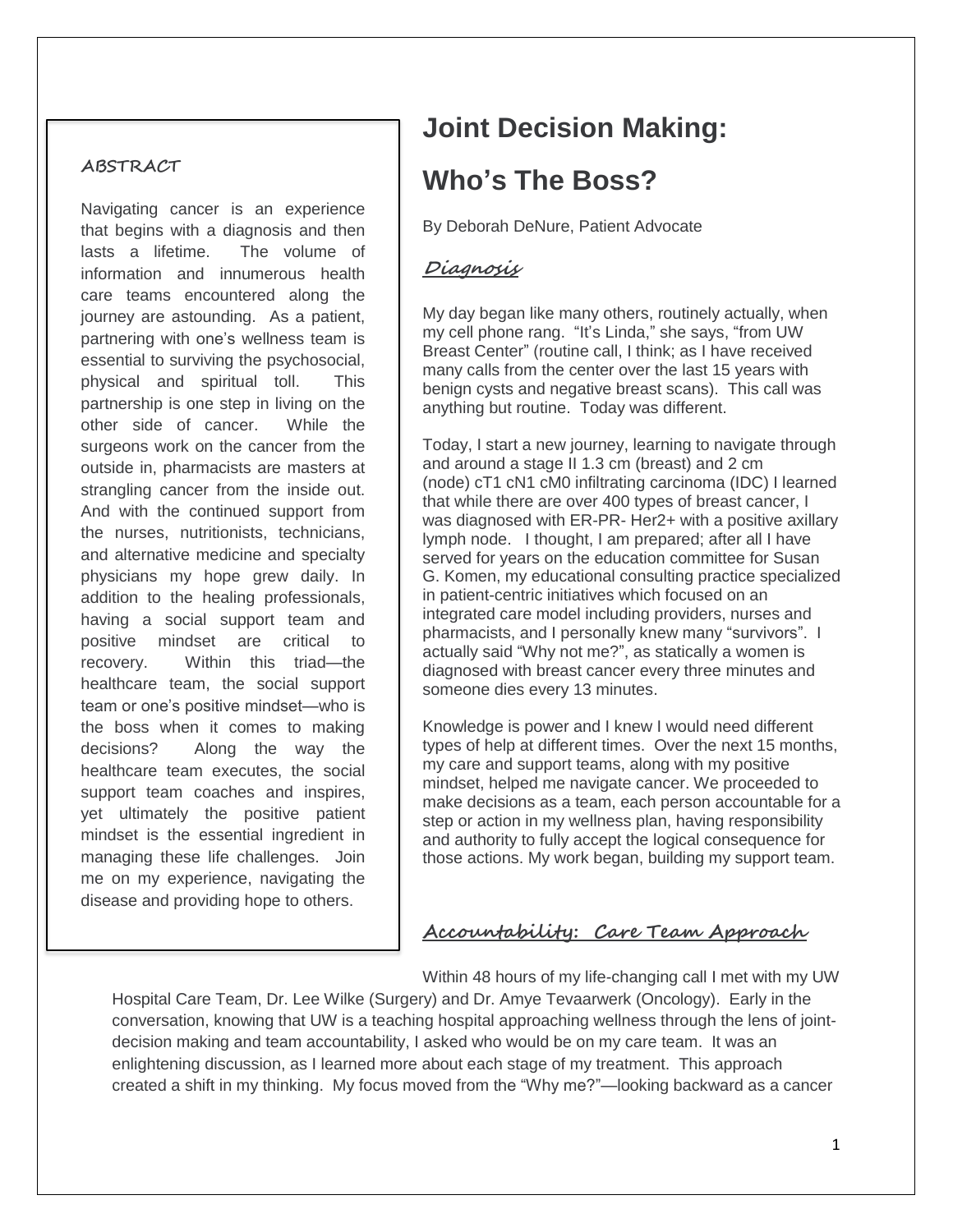# Joint Decision Making: Who's The Boss?

By Deborah DeNure, Patient Advocate

### ABSTRACT

Navigating cancer is an experience that begins with a diagnosis and then lasts a lifetime. The volume of information and innumerous health care teams encountered along the journey are astounding. As a patient, partnering with one's wellness team is essential to surviving the psychosocial, physical and spiritual toll. This partnership is one step in living on the other side of cancer. While the surgeons work on the cancer from the outside in, pharmacists are masters at strangling cancer from the inside out. And with the continued support from the nurses, nutritionists, technicians, and alternative medicine and specialty physicians my hope grew daily. In addition to the healing professionals, having a social support team and positive mindset are critical to recovery. Within this triad—the healthcare team, the social support team or one's positive mindset—who is the boss when it comes to making decisions? Along the way the healthcare team executes, the social support team coaches and inspires, yet ultimately the positive patient mindset is the essential ingredient in managing these life challenges. Join me on my experience, navigating the disease and providing hope to others.

## Diagnosis

My day began like many others, routinely actually, when my cell phone rang. "It's Linda," she says, "from UW Breast Center" (routine call, I think; as I have received many calls from the center over the last 15 years with benign cysts and negative breast scans). This call was anything but routine. Today was different.

Today, I start a new journey, learning to navigate through and around a stage II 1.3 cm (breast) and 2 cm (node) cT1 cN1 cM0 infiltrating carcinoma (IDC) I learned that while there are over 400 types of breast cancer, I was diagnosed with ER-PR- Her2+ with a positive axillary lymph node. I thought, I am prepared; after all I have served for years on the education committee for Susan G. Komen, my educational consulting practice specialized in patient-centric initiatives which focused on an integrated care model including providers, nurses and pharmacists, and I personally knew many "survivors". I actually said "Why not me?", as statically a women is diagnosed with breast cancer every three minutes and someone dies every 13 minutes.

Knowledge is power and I knew I would need different types of help at different times. Over the next 15 months, my care and support teams, along with my positive mindset, helped me navigate cancer. We proceeded to make decisions as a team, each person accountable for a step or action in my wellness plan, having responsibility and authority to fully accept the logical consequence for those actions. My work began, building my support team.

## Accountability: Care Team Approach

Within 48 hours of my life-changing call I met with my UW Hospital Care Team, Dr. Lee Wilke (Surgery) and Dr. Amye Tevaarwerk (Oncology). Early in the conversation, knowing that UW is a teaching hospital approaching wellness through the lens of joint-decision making and team accountability, I asked who would be on my care team. It was an enlightening discussion, as I learned more about each stage of my treatment. This approach created a shift in my thinking. My focus moved from the "Why me?"—looking backward as a cancer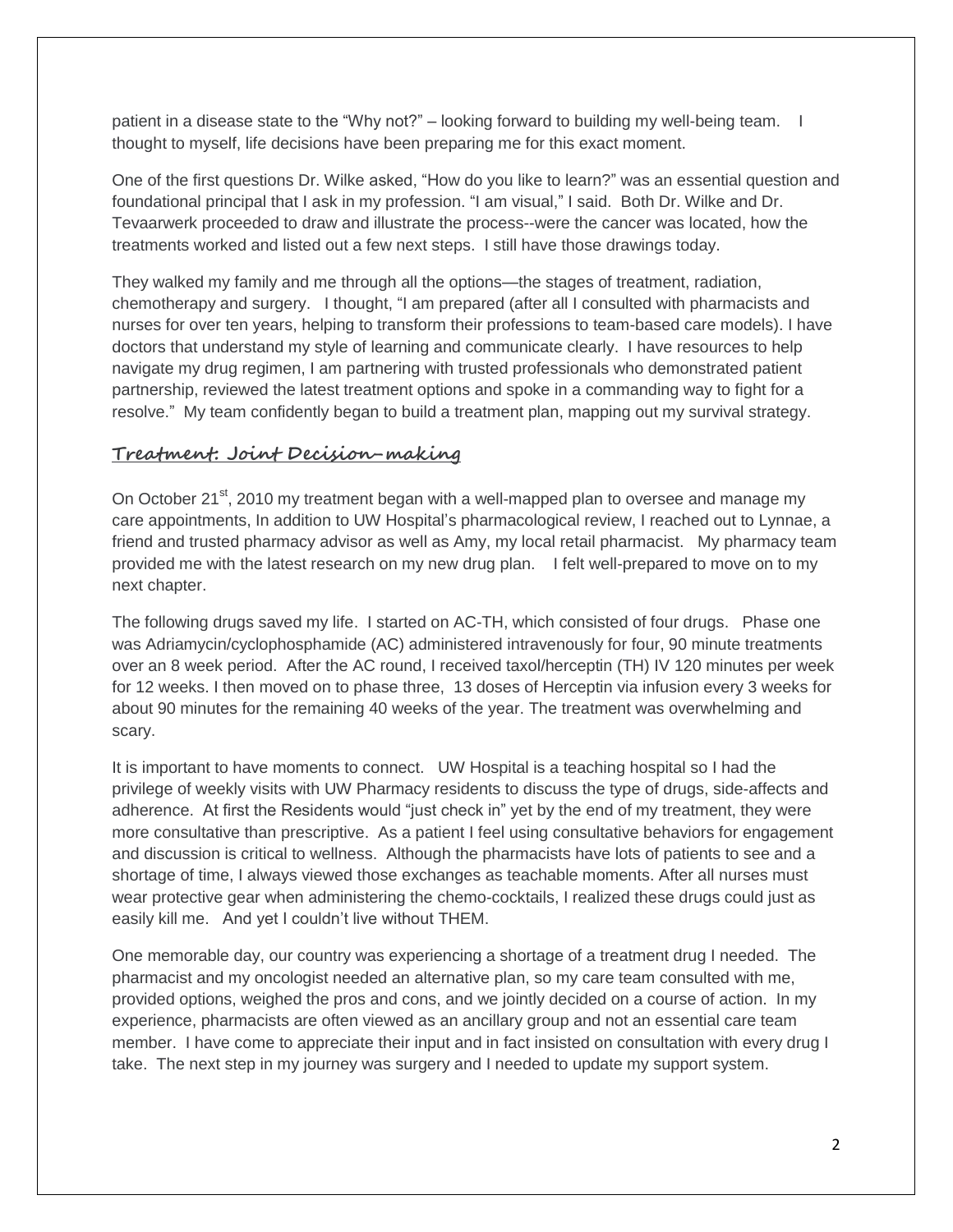patient in a disease state to the "Why not?" – looking forward to building my well-being team. I thought to myself, life decisions have been preparing me for this exact moment.

One of the first questions Dr. Wilke asked, "How do you like to learn?" was an essential question and foundational principal that I ask in my profession. "I am visual," I said. Both Dr. Wilke and Dr. Tevaarwerk proceeded to draw and illustrate the process--were the cancer was located, how the treatments worked and listed out a few next steps. I still have those drawings today.

They walked my family and me through all the options—the stages of treatment, radiation, chemotherapy and surgery. I thought, "I am prepared (after all I consulted with pharmacists and nurses for over ten years, helping to transform their professions to team-based care models). I have doctors that understand my style of learning and communicate clearly. I have resources to help navigate my drug regimen, I am partnering with trusted professionals who demonstrated patient partnership, reviewed the latest treatment options and spoke in a commanding way to fight for a resolve." My team confidently began to build a treatment plan, mapping out my survival strategy.

## Treatment: Joint Decision-making

On October 21st, 2010 my treatment began with a well-mapped plan to oversee and manage my care appointments, In addition to UW Hospital's pharmacological review, I reached out to Lynnae, a friend and trusted pharmacy advisor as well as Amy, my local retail pharmacist. My pharmacy team provided me with the latest research on my new drug plan. I felt well-prepared to move on to my next chapter.

The following drugs saved my life. I started on AC-TH, which consisted of four drugs. Phase one was Adriamycin/cyclophosphamide (AC) administered intravenously for four, 90 minute treatments over an 8 week period. After the AC round, I received taxol/herceptin (TH) IV 120 minutes per week for 12 weeks. I then moved on to phase three, 13 doses of Herceptin via infusion every 3 weeks for about 90 minutes for the remaining 40 weeks of the year. The treatment was overwhelming and scary.

It is important to have moments to connect. UW Hospital is a teaching hospital so I had the privilege of weekly visits with UW Pharmacy residents to discuss the type of drugs, side-affects and adherence. At first the Residents would "just check in" yet by the end of my treatment, they were more consultative than prescriptive. As a patient I feel using consultative behaviors for engagement and discussion is critical to wellness. Although the pharmacists have lots of patients to see and a shortage of time, I always viewed those exchanges as teachable moments. After all nurses must wear protective gear when administering the chemo-cocktails, I realized these drugs could just as easily kill me. And yet I couldn't live without THEM.

One memorable day, our country was experiencing a shortage of a treatment drug I needed. The pharmacist and my oncologist needed an alternative plan, so my care team consulted with me, provided options, weighed the pros and cons, and we jointly decided on a course of action. In my experience, pharmacists are often viewed as an ancillary group and not an essential care team member. I have come to appreciate their input and in fact insisted on consultation with every drug I take. The next step in my journey was surgery and I needed to update my support system.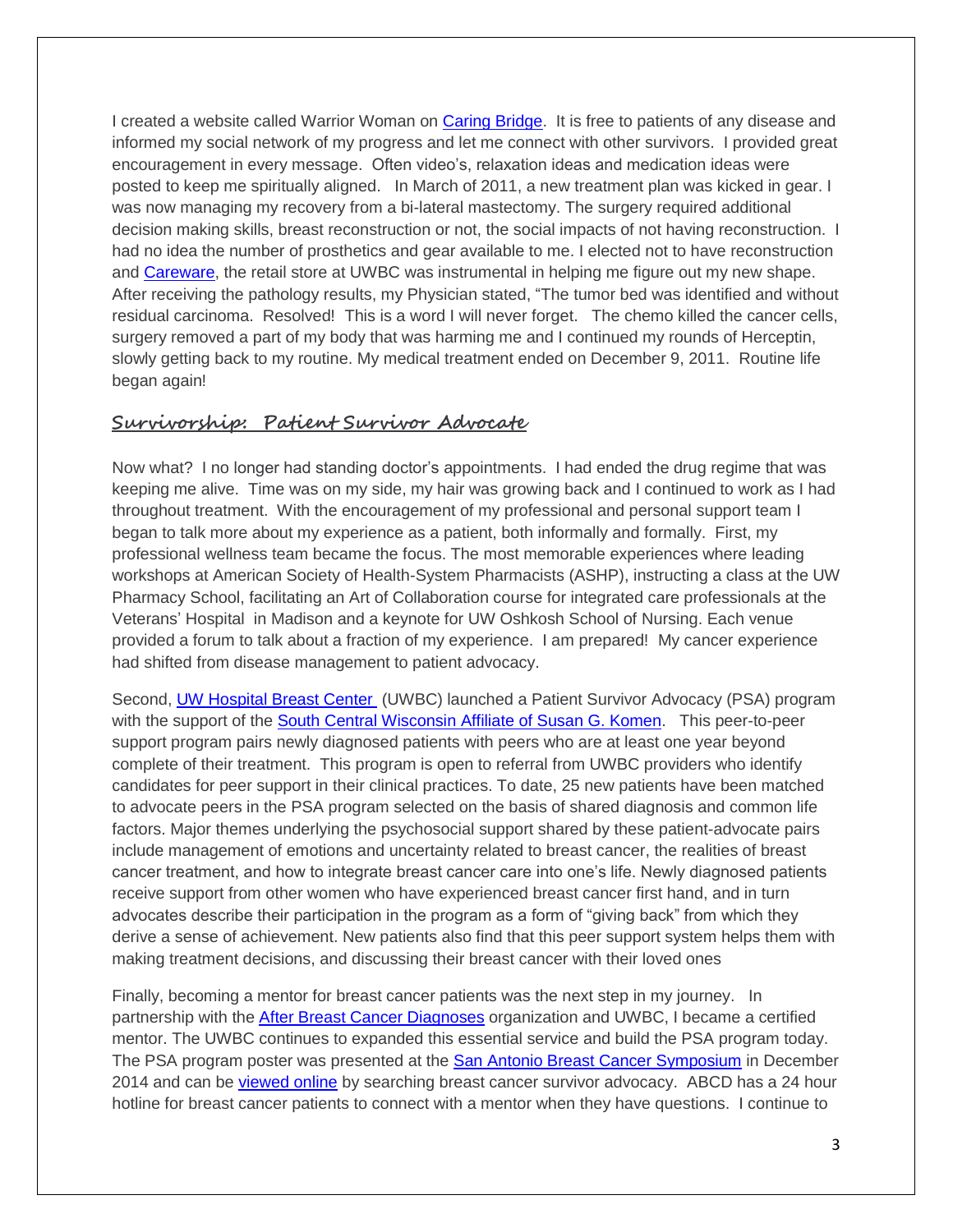I created a website called Warrior Woman on [Caring Bridge](). It is free to patients of any disease and informed my social network of my progress and let me connect with other survivors. I provided great encouragement in every message. Often video's, relaxation ideas and medication ideas were posted to keep me spiritually aligned. In March of 2011, a new treatment plan was kicked in gear. I was now managing my recovery from a bi-lateral mastectomy. The surgery required additional decision making skills, breast reconstruction or not, the social impacts of not having reconstruction. I had no idea the number of prosthetics and gear available to me. I elected not to have reconstruction and [Careware](), the retail store at UWBC was instrumental in helping me figure out my new shape. After receiving the pathology results, my Physician stated, "The tumor bed was identified and without residual carcinoma. Resolved! This is a word I will never forget. The chemo killed the cancer cells, surgery removed a part of my body that was harming me and I continued my rounds of Herceptin, slowly getting back to my routine. My medical treatment ended on December 9, 2011. Routine life began again!

## Survivorship: Patient Survivor Advocate

Now what? I no longer had standing doctor's appointments. I had ended the drug regime that was keeping me alive. Time was on my side, my hair was growing back and I continued to work as I had throughout treatment. With the encouragement of my professional and personal support team I began to talk more about my experience as a patient, both informally and formally. First, my professional wellness team became the focus. The most memorable experiences where leading workshops at American Society of Health-System Pharmacists (ASHP), instructing a class at the UW Pharmacy School, facilitating an Art of Collaboration course for integrated care professionals at the Veterans' Hospital in Madison and a keynote for UW Oshkosh School of Nursing. Each venue provided a forum to talk about a fraction of my experience. I am prepared! My cancer experience had shifted from disease management to patient advocacy.

Second, [UW Hospital Breast Center]() (UWBC) launched a Patient Survivor Advocacy (PSA) program with the support of the [South Central Wisconsin Affiliate of Susan G. Komen](). This peer-to-peer support program pairs newly diagnosed patients with peers who are at least one year beyond complete of their treatment. This program is open to referral from UWBC providers who identify candidates for peer support in their clinical practices. To date, 25 new patients have been matched to advocate peers in the PSA program selected on the basis of shared diagnosis and common life factors. Major themes underlying the psychosocial support shared by these patient-advocate pairs include management of emotions and uncertainty related to breast cancer, the realities of breast cancer treatment, and how to integrate breast cancer care into one's life. Newly diagnosed patients receive support from other women who have experienced breast cancer first hand, and in turn advocates describe their participation in the program as a form of "giving back" from which they derive a sense of achievement. New patients also find that this peer support system helps them with making treatment decisions, and discussing their breast cancer with their loved ones

Finally, becoming a mentor for breast cancer patients was the next step in my journey. In partnership with the [After Breast Cancer Diagnoses]() organization and UWBC, I became a certified mentor. The UWBC continues to expanded this essential service and build the PSA program today. The PSA program poster was presented at the [San Antonio Breast Cancer Symposium]() in December 2014 and can be [viewed online]() by searching breast cancer survivor advocacy. ABCD has a 24 hour hotline for breast cancer patients to connect with a mentor when they have questions. I continue to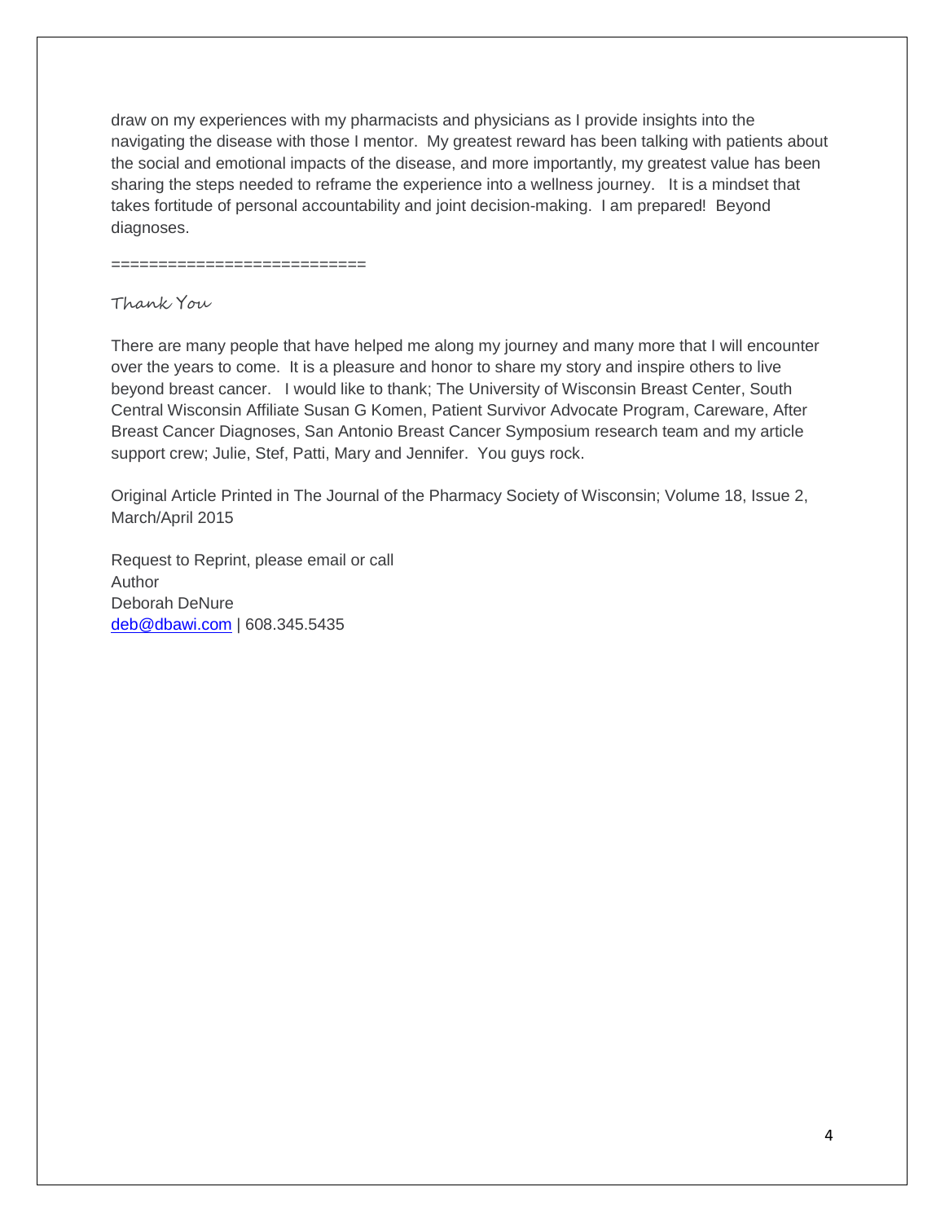draw on my experiences with my pharmacists and physicians as I provide insights into the navigating the disease with those I mentor. My greatest reward has been talking with patients about the social and emotional impacts of the disease, and more importantly, my greatest value has been sharing the steps needed to reframe the experience into a wellness journey. It is a mindset that takes fortitude of personal accountability and joint decision-making. I am prepared! Beyond diagnoses.

==========================

## Thank You

There are many people that have helped me along my journey and many more that I will encounter over the years to come. It is a pleasure and honor to share my story and inspire others to live beyond breast cancer. I would like to thank; The University of Wisconsin Breast Center, South Central Wisconsin Affiliate Susan G Komen, Patient Survivor Advocate Program, Careware, After Breast Cancer Diagnoses, San Antonio Breast Cancer Symposium research team and my article support crew; Julie, Stef, Patti, Mary and Jennifer. You guys rock.

Original Article Printed in The Journal of the Pharmacy Society of Wisconsin; Volume 18, Issue 2, March/April 2015

Request to Reprint, please email or call
Author
Deborah DeNure
deb@dbawi.com | 608.345.5435